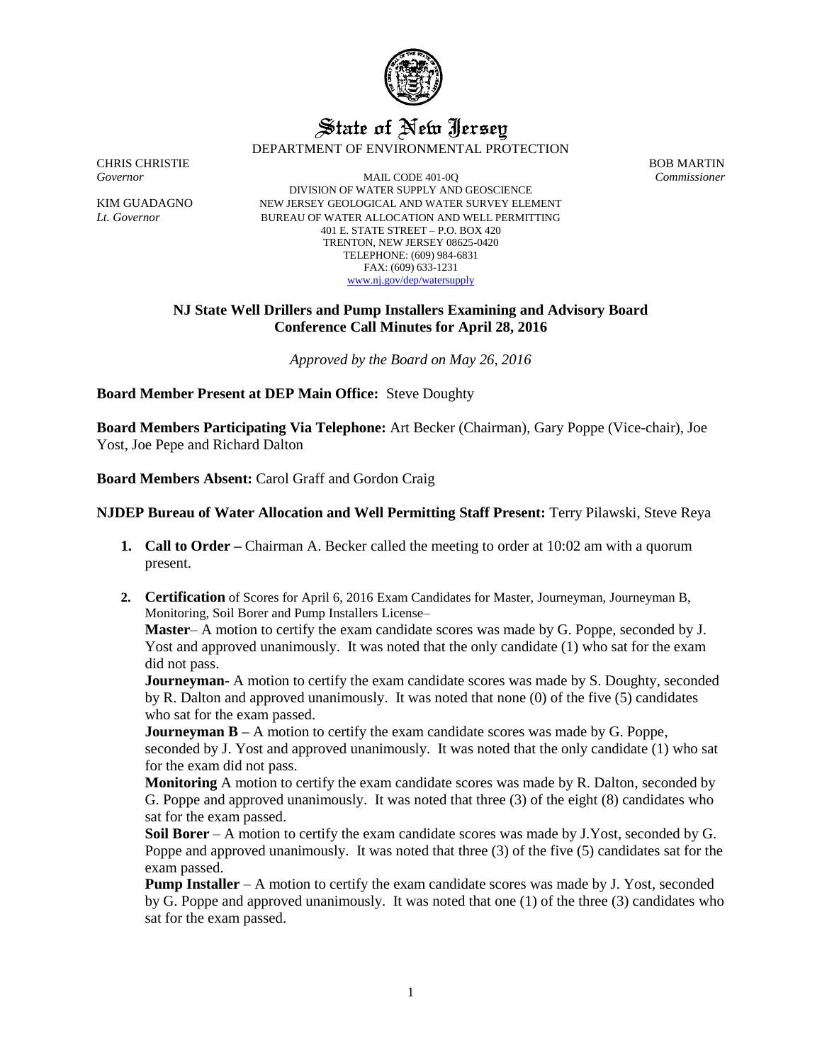# State of New Jersey

DEPARTMENT OF ENVIRONMENTAL PROTECTION

CHRIS CHRISTIE
*Governor*

KIM GUADAGNO
*Lt. Governor*

MAIL CODE 401-0Q
DIVISION OF WATER SUPPLY AND GEOSCIENCE
NEW JERSEY GEOLOGICAL AND WATER SURVEY ELEMENT
BUREAU OF WATER ALLOCATION AND WELL PERMITTING
401 E. STATE STREET – P.O. BOX 420
TRENTON, NEW JERSEY 08625-0420
TELEPHONE: (609) 984-6831
FAX: (609) 633-1231
www.nj.gov/dep/watersupply

BOB MARTIN
*Commissioner*

## NJ State Well Drillers and Pump Installers Examining and Advisory Board Conference Call Minutes for April 28, 2016

*Approved by the Board on May 26, 2016*

**Board Member Present at DEP Main Office:** Steve Doughty

**Board Members Participating Via Telephone:** Art Becker (Chairman), Gary Poppe (Vice-chair), Joe Yost, Joe Pepe and Richard Dalton

**Board Members Absent:** Carol Graff and Gordon Craig

**NJDEP Bureau of Water Allocation and Well Permitting Staff Present:** Terry Pilawski, Steve Reya

1. **Call to Order –** Chairman A. Becker called the meeting to order at 10:02 am with a quorum present.

2. **Certification** of Scores for April 6, 2016 Exam Candidates for Master, Journeyman, Journeyman B, Monitoring, Soil Borer and Pump Installers License–

   **Master**– A motion to certify the exam candidate scores was made by G. Poppe, seconded by J. Yost and approved unanimously. It was noted that the only candidate (1) who sat for the exam did not pass.

   **Journeyman-** A motion to certify the exam candidate scores was made by S. Doughty, seconded by R. Dalton and approved unanimously. It was noted that none (0) of the five (5) candidates who sat for the exam passed.

   **Journeyman B –** A motion to certify the exam candidate scores was made by G. Poppe, seconded by J. Yost and approved unanimously. It was noted that the only candidate (1) who sat for the exam did not pass.

   **Monitoring** A motion to certify the exam candidate scores was made by R. Dalton, seconded by G. Poppe and approved unanimously. It was noted that three (3) of the eight (8) candidates who sat for the exam passed.

   **Soil Borer** – A motion to certify the exam candidate scores was made by J.Yost, seconded by G. Poppe and approved unanimously. It was noted that three (3) of the five (5) candidates sat for the exam passed.

   **Pump Installer** – A motion to certify the exam candidate scores was made by J. Yost, seconded by G. Poppe and approved unanimously. It was noted that one (1) of the three (3) candidates who sat for the exam passed.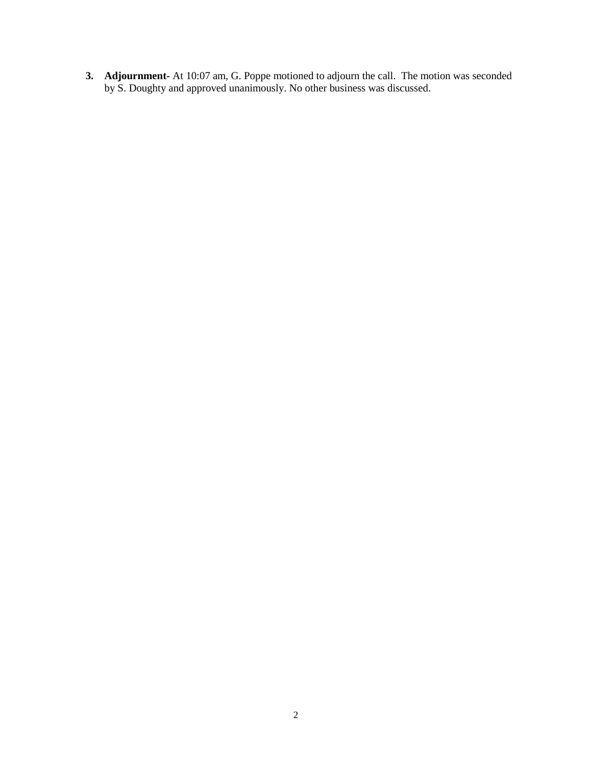3. **Adjournment-** At 10:07 am, G. Poppe motioned to adjourn the call. The motion was seconded by S. Doughty and approved unanimously. No other business was discussed.